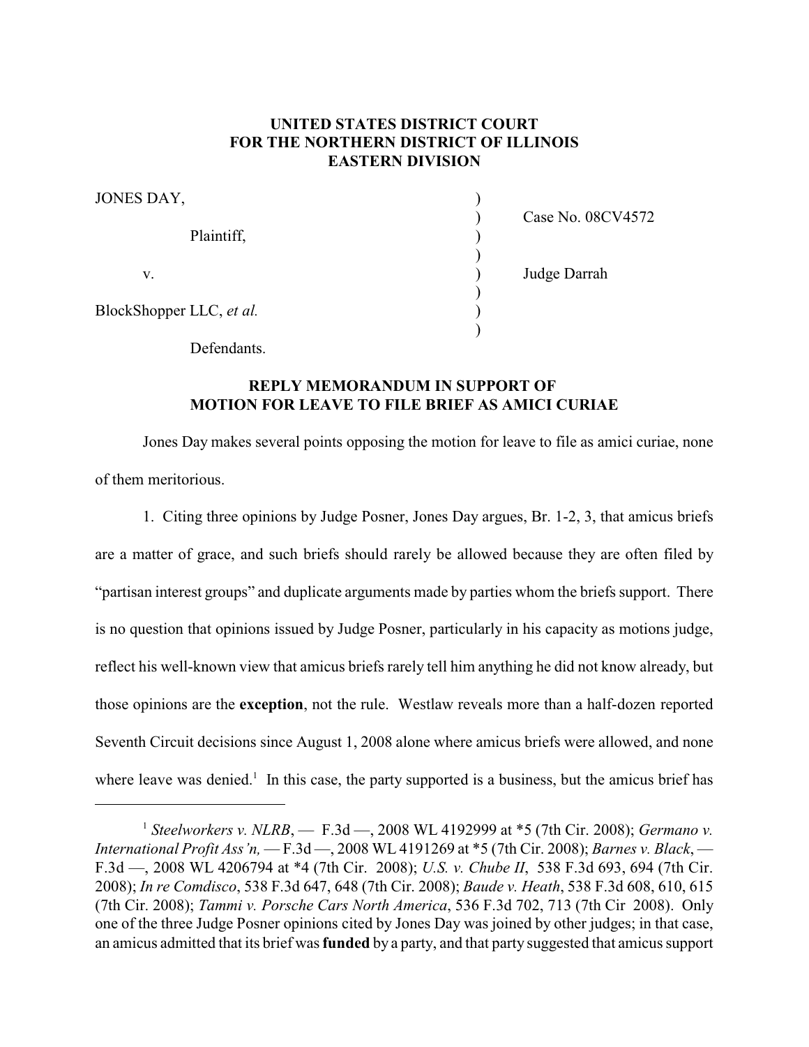**UNITED STATES DISTRICT COURT
FOR THE NORTHERN DISTRICT OF ILLINOIS
EASTERN DIVISION**

| | | |
|---|---|---|
| JONES DAY, | ) | |
| | ) | Case No. 08CV4572 |
| Plaintiff, | ) | |
| | ) | |
| v. | ) | Judge Darrah |
| | ) | |
| BlockShopper LLC, *et al.* | ) | |
| | ) | |
| Defendants. | | |

**REPLY MEMORANDUM IN SUPPORT OF
MOTION FOR LEAVE TO FILE BRIEF AS AMICI CURIAE**

Jones Day makes several points opposing the motion for leave to file as amici curiae, none of them meritorious.

1. Citing three opinions by Judge Posner, Jones Day argues, Br. 1-2, 3, that amicus briefs are a matter of grace, and such briefs should rarely be allowed because they are often filed by "partisan interest groups" and duplicate arguments made by parties whom the briefs support. There is no question that opinions issued by Judge Posner, particularly in his capacity as motions judge, reflect his well-known view that amicus briefs rarely tell him anything he did not know already, but those opinions are the **exception**, not the rule. Westlaw reveals more than a half-dozen reported Seventh Circuit decisions since August 1, 2008 alone where amicus briefs were allowed, and none where leave was denied.[1] In this case, the party supported is a business, but the amicus brief has

[1] *Steelworkers v. NLRB*, — F.3d —, 2008 WL 4192999 at *5 (7th Cir. 2008); *Germano v. International Profit Ass'n,* — F.3d —, 2008 WL 4191269 at *5 (7th Cir. 2008); *Barnes v. Black*, — F.3d —, 2008 WL 4206794 at *4 (7th Cir. 2008); *U.S. v. Chube II*, 538 F.3d 693, 694 (7th Cir. 2008); *In re Comdisco*, 538 F.3d 647, 648 (7th Cir. 2008); *Baude v. Heath*, 538 F.3d 608, 610, 615 (7th Cir. 2008); *Tammi v. Porsche Cars North America*, 536 F.3d 702, 713 (7th Cir 2008). Only one of the three Judge Posner opinions cited by Jones Day was joined by other judges; in that case, an amicus admitted that its brief was **funded** by a party, and that party suggested that amicus support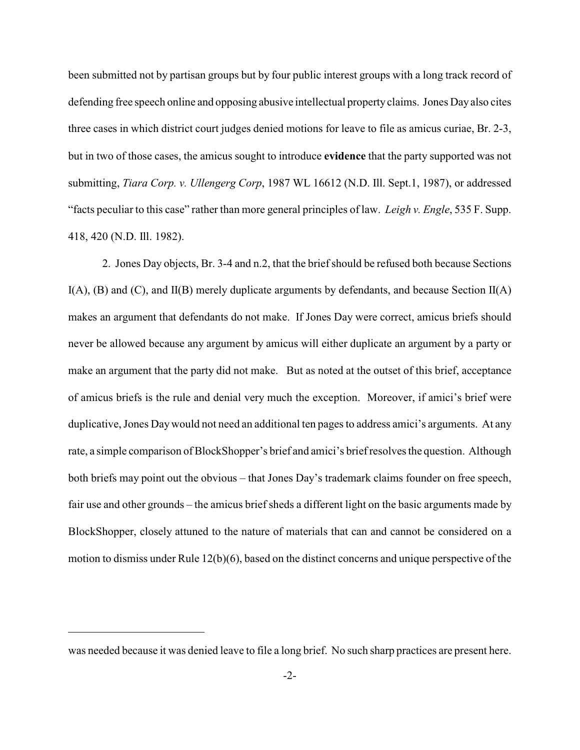been submitted not by partisan groups but by four public interest groups with a long track record of defending free speech online and opposing abusive intellectual property claims. Jones Day also cites three cases in which district court judges denied motions for leave to file as amicus curiae, Br. 2-3, but in two of those cases, the amicus sought to introduce **evidence** that the party supported was not submitting, *Tiara Corp. v. Ullengerg Corp*, 1987 WL 16612 (N.D. Ill. Sept.1, 1987), or addressed "facts peculiar to this case" rather than more general principles of law. *Leigh v. Engle*, 535 F. Supp. 418, 420 (N.D. Ill. 1982).

2. Jones Day objects, Br. 3-4 and n.2, that the brief should be refused both because Sections I(A), (B) and (C), and II(B) merely duplicate arguments by defendants, and because Section II(A) makes an argument that defendants do not make. If Jones Day were correct, amicus briefs should never be allowed because any argument by amicus will either duplicate an argument by a party or make an argument that the party did not make. But as noted at the outset of this brief, acceptance of amicus briefs is the rule and denial very much the exception. Moreover, if amici's brief were duplicative, Jones Day would not need an additional ten pages to address amici's arguments. At any rate, a simple comparison of BlockShopper's brief and amici's brief resolves the question. Although both briefs may point out the obvious – that Jones Day's trademark claims founder on free speech, fair use and other grounds – the amicus brief sheds a different light on the basic arguments made by BlockShopper, closely attuned to the nature of materials that can and cannot be considered on a motion to dismiss under Rule 12(b)(6), based on the distinct concerns and unique perspective of the

---

was needed because it was denied leave to file a long brief. No such sharp practices are present here.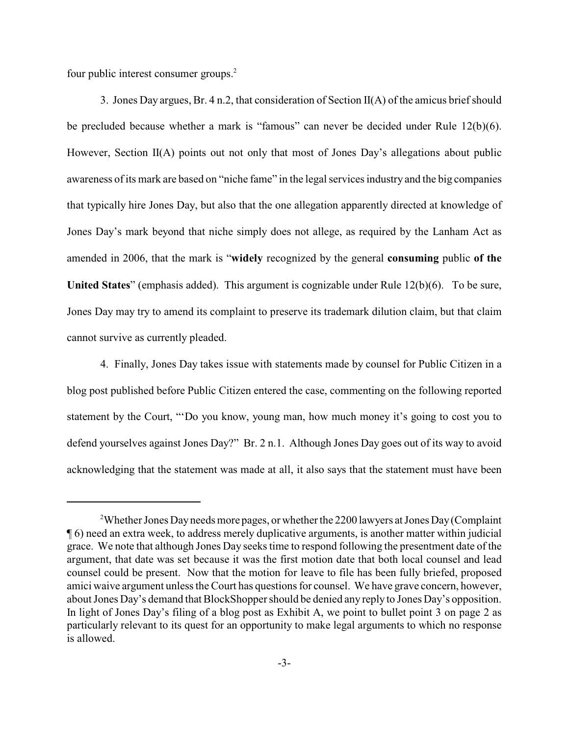four public interest consumer groups.[2]

3. Jones Day argues, Br. 4 n.2, that consideration of Section II(A) of the amicus brief should be precluded because whether a mark is "famous" can never be decided under Rule 12(b)(6). However, Section II(A) points out not only that most of Jones Day's allegations about public awareness of its mark are based on "niche fame" in the legal services industry and the big companies that typically hire Jones Day, but also that the one allegation apparently directed at knowledge of Jones Day's mark beyond that niche simply does not allege, as required by the Lanham Act as amended in 2006, that the mark is "**widely** recognized by the general **consuming** public **of the United States**" (emphasis added). This argument is cognizable under Rule 12(b)(6). To be sure, Jones Day may try to amend its complaint to preserve its trademark dilution claim, but that claim cannot survive as currently pleaded.

4. Finally, Jones Day takes issue with statements made by counsel for Public Citizen in a blog post published before Public Citizen entered the case, commenting on the following reported statement by the Court, "'Do you know, young man, how much money it's going to cost you to defend yourselves against Jones Day?" Br. 2 n.1. Although Jones Day goes out of its way to avoid acknowledging that the statement was made at all, it also says that the statement must have been

---

[2] Whether Jones Day needs more pages, or whether the 2200 lawyers at Jones Day (Complaint ¶ 6) need an extra week, to address merely duplicative arguments, is another matter within judicial grace. We note that although Jones Day seeks time to respond following the presentment date of the argument, that date was set because it was the first motion date that both local counsel and lead counsel could be present. Now that the motion for leave to file has been fully briefed, proposed amici waive argument unless the Court has questions for counsel. We have grave concern, however, about Jones Day's demand that BlockShopper should be denied any reply to Jones Day's opposition. In light of Jones Day's filing of a blog post as Exhibit A, we point to bullet point 3 on page 2 as particularly relevant to its quest for an opportunity to make legal arguments to which no response is allowed.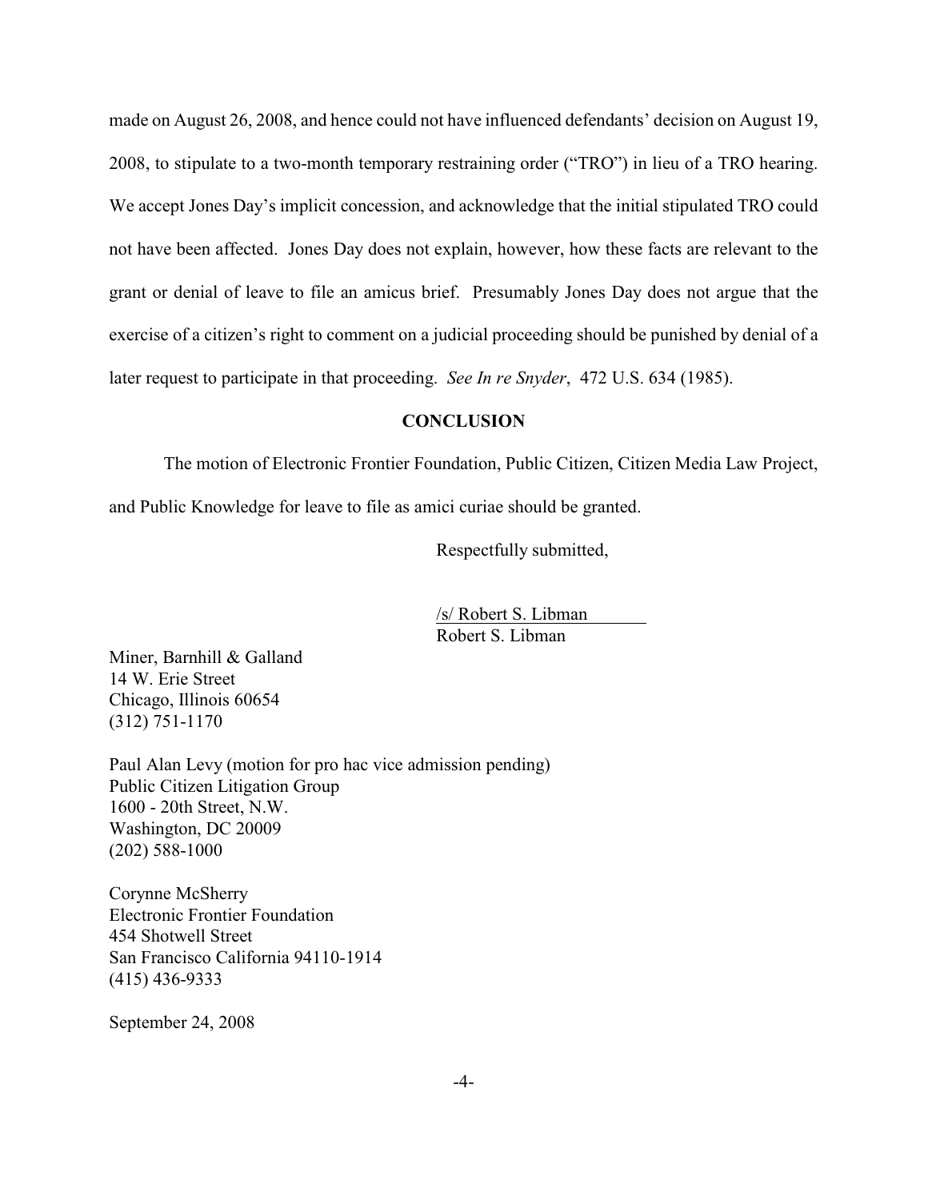made on August 26, 2008, and hence could not have influenced defendants' decision on August 19, 2008, to stipulate to a two-month temporary restraining order ("TRO") in lieu of a TRO hearing. We accept Jones Day's implicit concession, and acknowledge that the initial stipulated TRO could not have been affected. Jones Day does not explain, however, how these facts are relevant to the grant or denial of leave to file an amicus brief. Presumably Jones Day does not argue that the exercise of a citizen's right to comment on a judicial proceeding should be punished by denial of a later request to participate in that proceeding. *See In re Snyder*, 472 U.S. 634 (1985).

**CONCLUSION**

The motion of Electronic Frontier Foundation, Public Citizen, Citizen Media Law Project, and Public Knowledge for leave to file as amici curiae should be granted.

Respectfully submitted,

/s/ Robert S. Libman
Robert S. Libman

Miner, Barnhill & Galland
14 W. Erie Street
Chicago, Illinois 60654
(312) 751-1170

Paul Alan Levy (motion for pro hac vice admission pending)
Public Citizen Litigation Group
1600 - 20th Street, N.W.
Washington, DC 20009
(202) 588-1000

Corynne McSherry
Electronic Frontier Foundation
454 Shotwell Street
San Francisco California 94110-1914
(415) 436-9333

September 24, 2008